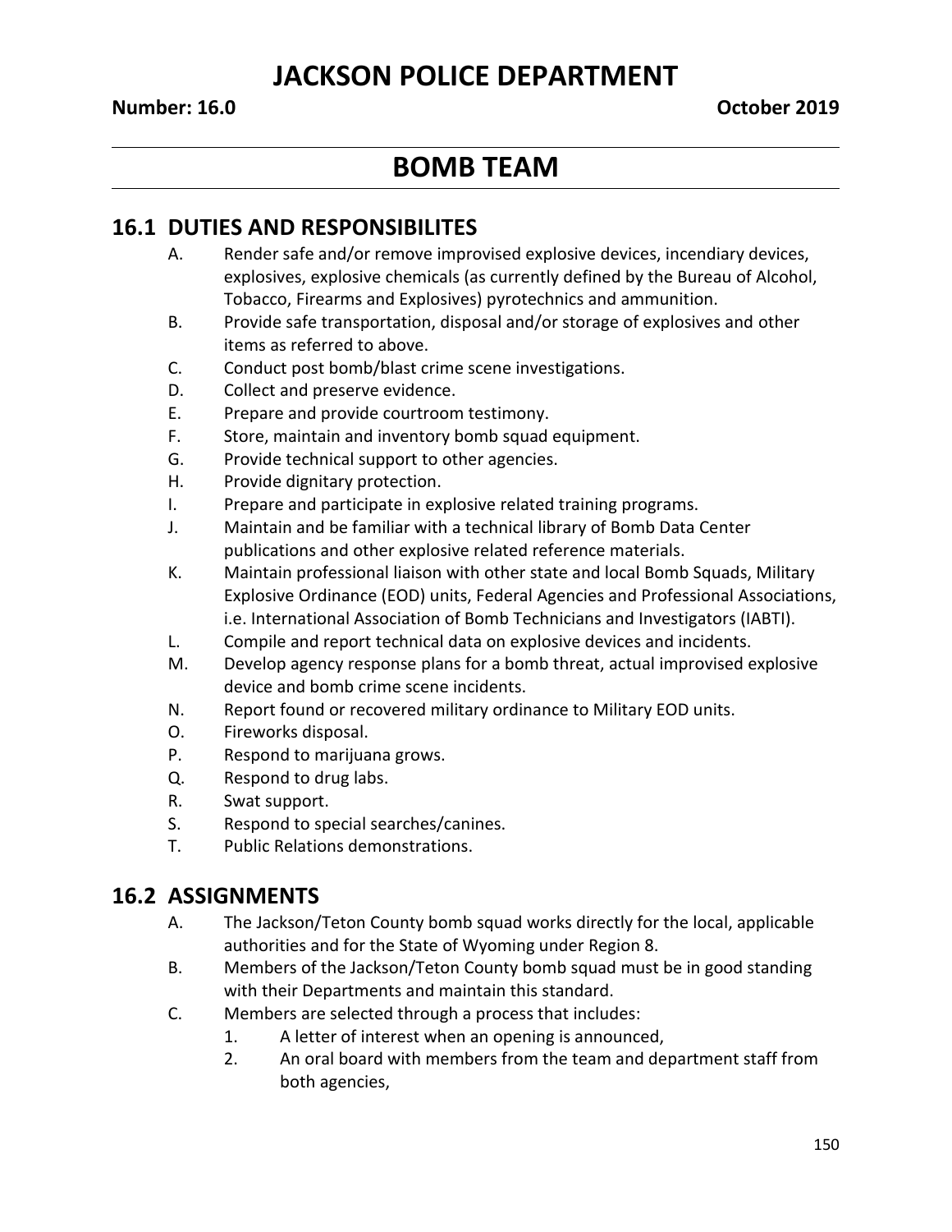# JACKSON POLICE DEPARTMENT

**Number: 16.0** **October 2019**

## BOMB TEAM

### 16.1 DUTIES AND RESPONSIBILITES

A. Render safe and/or remove improvised explosive devices, incendiary devices, explosives, explosive chemicals (as currently defined by the Bureau of Alcohol, Tobacco, Firearms and Explosives) pyrotechnics and ammunition.

B. Provide safe transportation, disposal and/or storage of explosives and other items as referred to above.

C. Conduct post bomb/blast crime scene investigations.

D. Collect and preserve evidence.

E. Prepare and provide courtroom testimony.

F. Store, maintain and inventory bomb squad equipment.

G. Provide technical support to other agencies.

H. Provide dignitary protection.

I. Prepare and participate in explosive related training programs.

J. Maintain and be familiar with a technical library of Bomb Data Center publications and other explosive related reference materials.

K. Maintain professional liaison with other state and local Bomb Squads, Military Explosive Ordinance (EOD) units, Federal Agencies and Professional Associations, i.e. International Association of Bomb Technicians and Investigators (IABTI).

L. Compile and report technical data on explosive devices and incidents.

M. Develop agency response plans for a bomb threat, actual improvised explosive device and bomb crime scene incidents.

N. Report found or recovered military ordinance to Military EOD units.

O. Fireworks disposal.

P. Respond to marijuana grows.

Q. Respond to drug labs.

R. Swat support.

S. Respond to special searches/canines.

T. Public Relations demonstrations.

### 16.2 ASSIGNMENTS

A. The Jackson/Teton County bomb squad works directly for the local, applicable authorities and for the State of Wyoming under Region 8.

B. Members of the Jackson/Teton County bomb squad must be in good standing with their Departments and maintain this standard.

C. Members are selected through a process that includes:

1. A letter of interest when an opening is announced,
2. An oral board with members from the team and department staff from both agencies,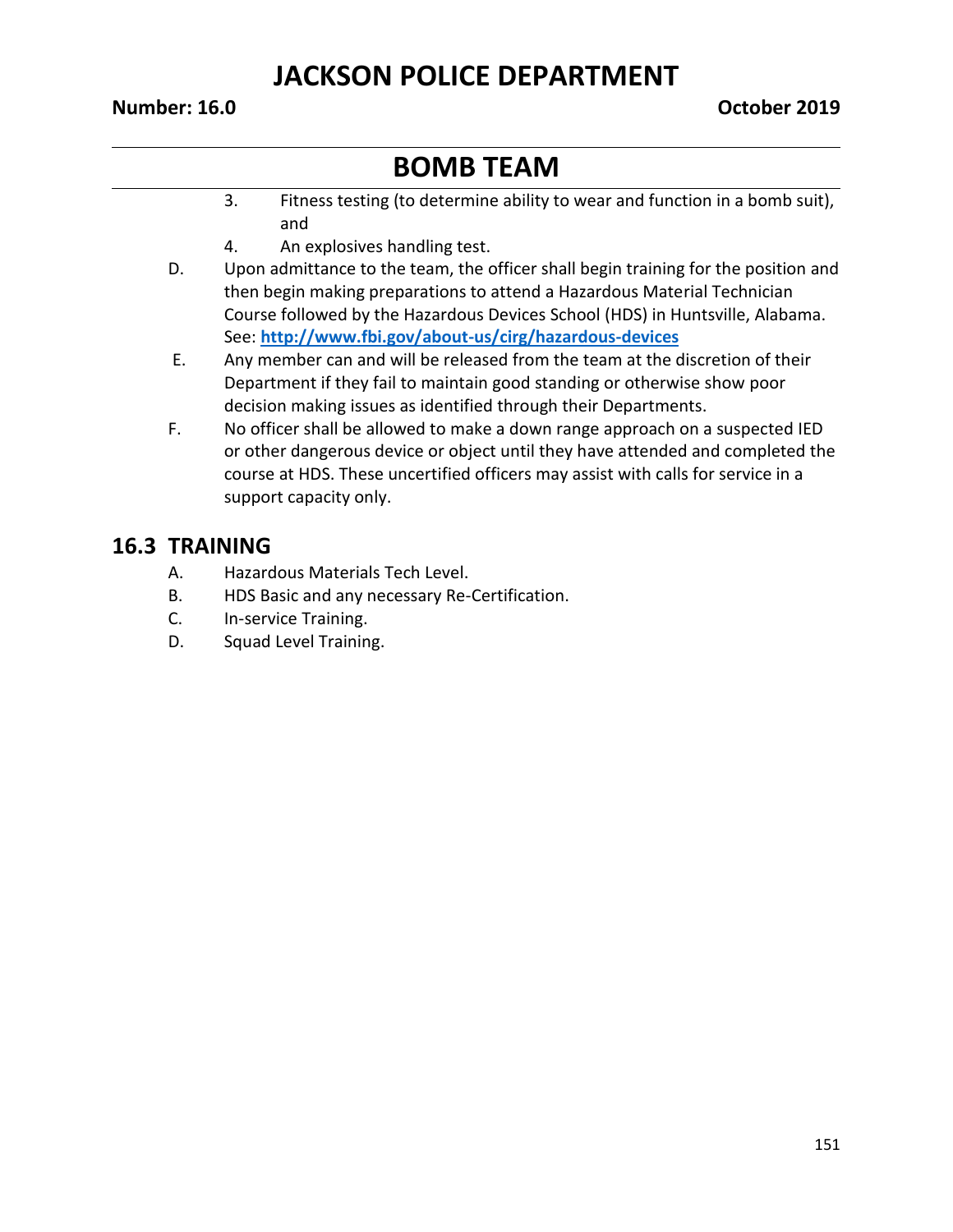3. Fitness testing (to determine ability to wear and function in a bomb suit), and
4. An explosives handling test.

D. Upon admittance to the team, the officer shall begin training for the position and then begin making preparations to attend a Hazardous Material Technician Course followed by the Hazardous Devices School (HDS) in Huntsville, Alabama. See: **http://www.fbi.gov/about-us/cirg/hazardous-devices**

E. Any member can and will be released from the team at the discretion of their Department if they fail to maintain good standing or otherwise show poor decision making issues as identified through their Departments.

F. No officer shall be allowed to make a down range approach on a suspected IED or other dangerous device or object until they have attended and completed the course at HDS. These uncertified officers may assist with calls for service in a support capacity only.

## 16.3 TRAINING

A. Hazardous Materials Tech Level.

B. HDS Basic and any necessary Re-Certification.

C. In-service Training.

D. Squad Level Training.